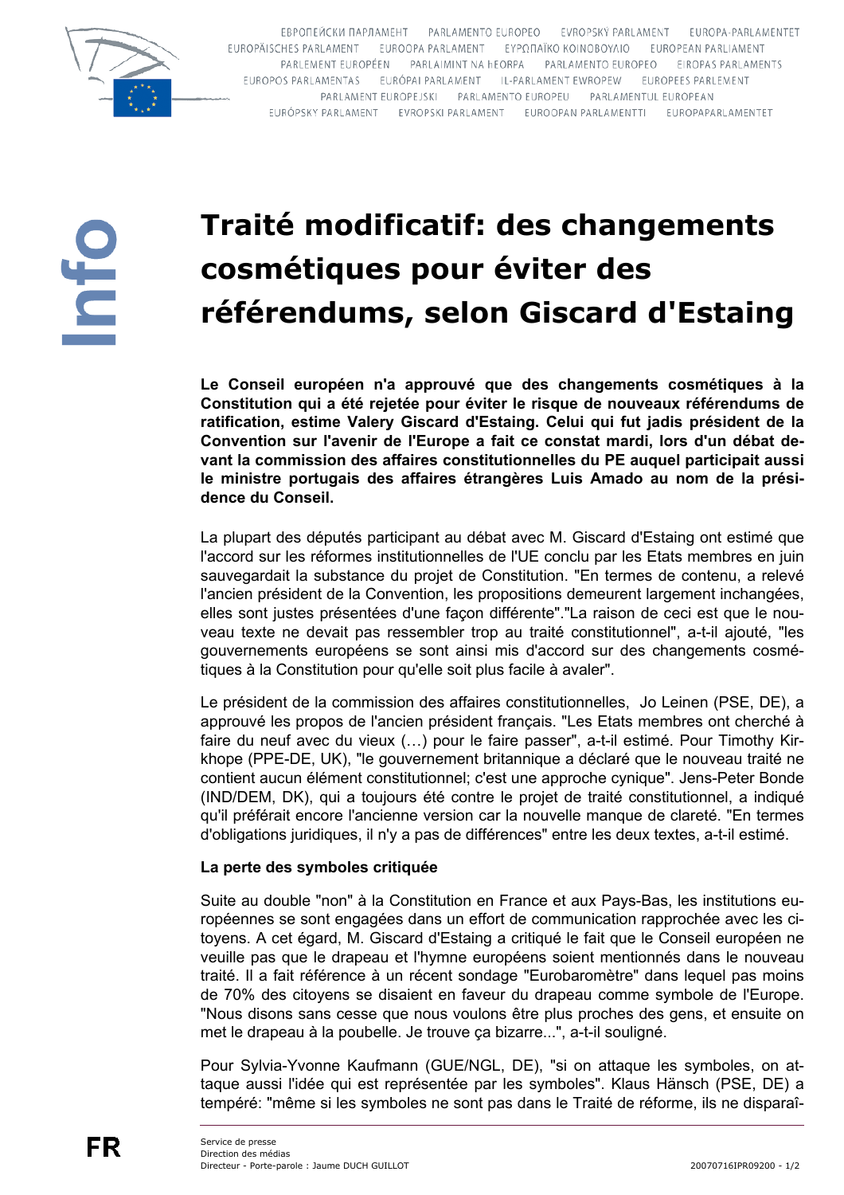# Traité modificatif: des changements cosmétiques pour éviter des référendums, selon Giscard d'Estaing

**Le Conseil européen n'a approuvé que des changements cosmétiques à la Constitution qui a été rejetée pour éviter le risque de nouveaux référendums de ratification, estime Valery Giscard d'Estaing. Celui qui fut jadis président de la Convention sur l'avenir de l'Europe a fait ce constat mardi, lors d'un débat devant la commission des affaires constitutionnelles du PE auquel participait aussi le ministre portugais des affaires étrangères Luis Amado au nom de la présidence du Conseil.**

La plupart des députés participant au débat avec M. Giscard d'Estaing ont estimé que l'accord sur les réformes institutionnelles de l'UE conclu par les Etats membres en juin sauvegardait la substance du projet de Constitution. "En termes de contenu, a relevé l'ancien président de la Convention, les propositions demeurent largement inchangées, elles sont justes présentées d'une façon différente"."La raison de ceci est que le nouveau texte ne devait pas ressembler trop au traité constitutionnel", a-t-il ajouté, "les gouvernements européens se sont ainsi mis d'accord sur des changements cosmétiques à la Constitution pour qu'elle soit plus facile à avaler".

Le président de la commission des affaires constitutionnelles, Jo Leinen (PSE, DE), a approuvé les propos de l'ancien président français. "Les Etats membres ont cherché à faire du neuf avec du vieux (…) pour le faire passer", a-t-il estimé. Pour Timothy Kirkhope (PPE-DE, UK), "le gouvernement britannique a déclaré que le nouveau traité ne contient aucun élément constitutionnel; c'est une approche cynique". Jens-Peter Bonde (IND/DEM, DK), qui a toujours été contre le projet de traité constitutionnel, a indiqué qu'il préférait encore l'ancienne version car la nouvelle manque de clareté. "En termes d'obligations juridiques, il n'y a pas de différences" entre les deux textes, a-t-il estimé.

**La perte des symboles critiquée**

Suite au double "non" à la Constitution en France et aux Pays-Bas, les institutions européennes se sont engagées dans un effort de communication rapprochée avec les citoyens. A cet égard, M. Giscard d'Estaing a critiqué le fait que le Conseil européen ne veuille pas que le drapeau et l'hymne européens soient mentionnés dans le nouveau traité. Il a fait référence à un récent sondage "Eurobaromètre" dans lequel pas moins de 70% des citoyens se disaient en faveur du drapeau comme symbole de l'Europe. "Nous disons sans cesse que nous voulons être plus proches des gens, et ensuite on met le drapeau à la poubelle. Je trouve ça bizarre...", a-t-il souligné.

Pour Sylvia-Yvonne Kaufmann (GUE/NGL, DE), "si on attaque les symboles, on attaque aussi l'idée qui est représentée par les symboles". Klaus Hänsch (PSE, DE) a tempéré: "même si les symboles ne sont pas dans le Traité de réforme, ils ne disparaî-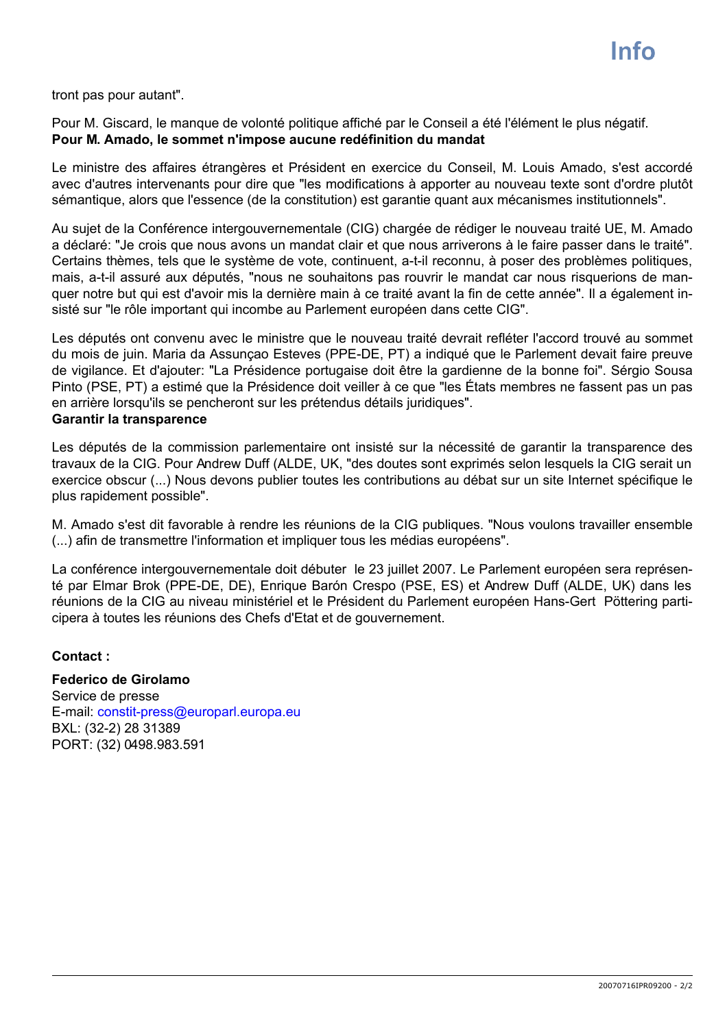tront pas pour autant".

Pour M. Giscard, le manque de volonté politique affiché par le Conseil a été l'élément le plus négatif.

**Pour M. Amado, le sommet n'impose aucune redéfinition du mandat**

Le ministre des affaires étrangères et Président en exercice du Conseil, M. Louis Amado, s'est accordé avec d'autres intervenants pour dire que "les modifications à apporter au nouveau texte sont d'ordre plutôt sémantique, alors que l'essence (de la constitution) est garantie quant aux mécanismes institutionnels".

Au sujet de la Conférence intergouvernementale (CIG) chargée de rédiger le nouveau traité UE, M. Amado a déclaré: "Je crois que nous avons un mandat clair et que nous arriverons à le faire passer dans le traité". Certains thèmes, tels que le système de vote, continuent, a-t-il reconnu, à poser des problèmes politiques, mais, a-t-il assuré aux députés, "nous ne souhaitons pas rouvrir le mandat car nous risquerions de manquer notre but qui est d'avoir mis la dernière main à ce traité avant la fin de cette année". Il a également insisté sur "le rôle important qui incombe au Parlement européen dans cette CIG".

Les députés ont convenu avec le ministre que le nouveau traité devrait refléter l'accord trouvé au sommet du mois de juin. Maria da Assunçao Esteves (PPE-DE, PT) a indiqué que le Parlement devait faire preuve de vigilance. Et d'ajouter: "La Présidence portugaise doit être la gardienne de la bonne foi". Sérgio Sousa Pinto (PSE, PT) a estimé que la Présidence doit veiller à ce que "les États membres ne fassent pas un pas en arrière lorsqu'ils se pencheront sur les prétendus détails juridiques".

**Garantir la transparence**

Les députés de la commission parlementaire ont insisté sur la nécessité de garantir la transparence des travaux de la CIG. Pour Andrew Duff (ALDE, UK, "des doutes sont exprimés selon lesquels la CIG serait un exercice obscur (...) Nous devons publier toutes les contributions au débat sur un site Internet spécifique le plus rapidement possible".

M. Amado s'est dit favorable à rendre les réunions de la CIG publiques. "Nous voulons travailler ensemble (...) afin de transmettre l'information et impliquer tous les médias européens".

La conférence intergouvernementale doit débuter le 23 juillet 2007. Le Parlement européen sera représenté par Elmar Brok (PPE-DE, DE), Enrique Barón Crespo (PSE, ES) et Andrew Duff (ALDE, UK) dans les réunions de la CIG au niveau ministériel et le Président du Parlement européen Hans-Gert Pöttering participera à toutes les réunions des Chefs d'Etat et de gouvernement.

**Contact :**

**Federico de Girolamo**
Service de presse
E-mail: constit-press@europarl.europa.eu
BXL: (32-2) 28 31389
PORT: (32) 0498.983.591